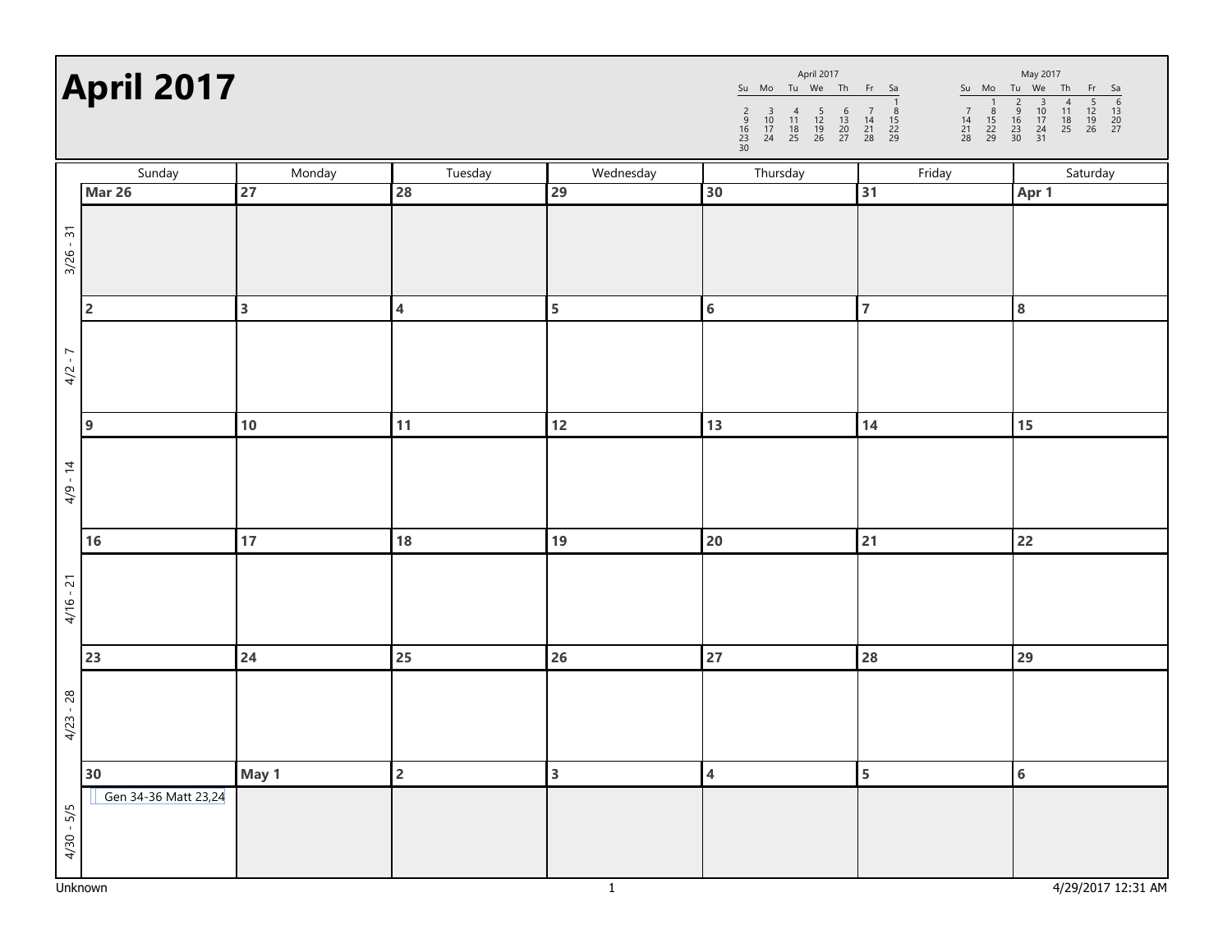# April 2017

**April 2017**

| Su | Mo | Tu | We | Th | Fr | Sa |
|---|---|---|---|---|---|---|
| | | | | | | 1 |
| 2 | 3 | 4 | 5 | 6 | 7 | 8 |
| 9 | 10 | 11 | 12 | 13 | 14 | 15 |
| 16 | 17 | 18 | 19 | 20 | 21 | 22 |
| 23 | 24 | 25 | 26 | 27 | 28 | 29 |
| 30 | | | | | | |

**May 2017**

| Su | Mo | Tu | We | Th | Fr | Sa |
|---|---|---|---|---|---|---|
| | 1 | 2 | 3 | 4 | 5 | 6 |
| 7 | 8 | 9 | 10 | 11 | 12 | 13 |
| 14 | 15 | 16 | 17 | 18 | 19 | 20 |
| 21 | 22 | 23 | 24 | 25 | 26 | 27 |
| 28 | 29 | 30 | 31 | | | |

| | Sunday | Monday | Tuesday | Wednesday | Thursday | Friday | Saturday |
|---|---|---|---|---|---|---|---|
| 3/26 - 31 | **Mar 26** | **27** | **28** | **29** | **30** | **31** | **Apr 1** |
| 4/2 - 7 | **2** | **3** | **4** | **5** | **6** | **7** | **8** |
| 4/9 - 14 | **9** | **10** | **11** | **12** | **13** | **14** | **15** |
| 4/16 - 21 | **16** | **17** | **18** | **19** | **20** | **21** | **22** |
| 4/23 - 28 | **23** | **24** | **25** | **26** | **27** | **28** | **29** |
| 4/30 - 5/5 | **30** Gen 34-36 Matt 23,24 | **May 1** | **2** | **3** | **4** | **5** | **6** |

Unknown 4/29/2017 12:31 AM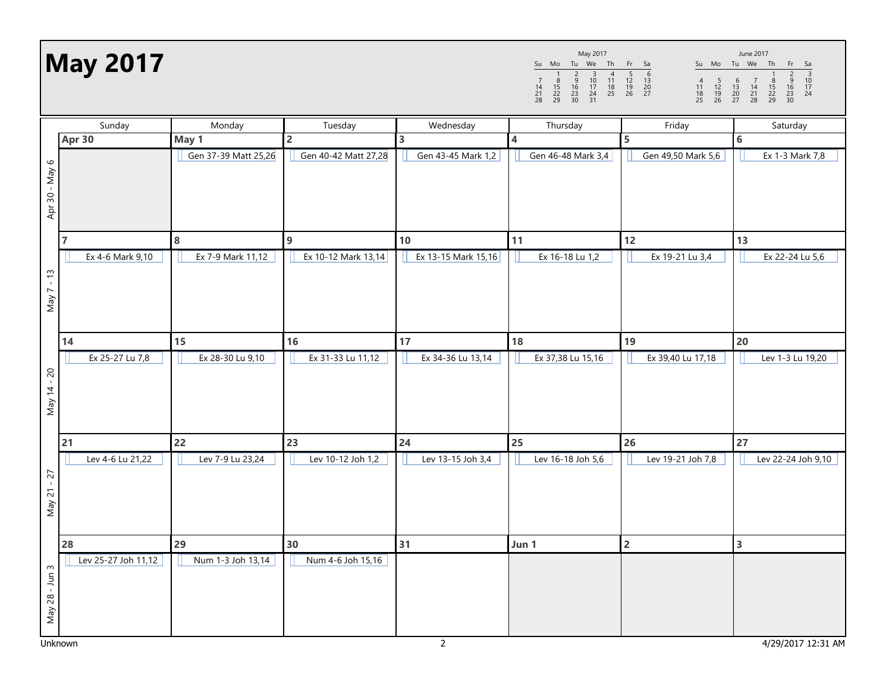# May 2017

| Sunday | Monday | Tuesday | Wednesday | Thursday | Friday | Saturday |
|---|---|---|---|---|---|---|
| Apr 30 | May 1<br>Gen 37-39 Matt 25,26 | 2<br>Gen 40-42 Matt 27,28 | 3<br>Gen 43-45 Mark 1,2 | 4<br>Gen 46-48 Mark 3,4 | 5<br>Gen 49,50 Mark 5,6 | 6<br>Ex 1-3 Mark 7,8 |
| 7<br>Ex 4-6 Mark 9,10 | 8<br>Ex 7-9 Mark 11,12 | 9<br>Ex 10-12 Mark 13,14 | 10<br>Ex 13-15 Mark 15,16 | 11<br>Ex 16-18 Lu 1,2 | 12<br>Ex 19-21 Lu 3,4 | 13<br>Ex 22-24 Lu 5,6 |
| 14<br>Ex 25-27 Lu 7,8 | 15<br>Ex 28-30 Lu 9,10 | 16<br>Ex 31-33 Lu 11,12 | 17<br>Ex 34-36 Lu 13,14 | 18<br>Ex 37,38 Lu 15,16 | 19<br>Ex 39,40 Lu 17,18 | 20<br>Lev 1-3 Lu 19,20 |
| 21<br>Lev 4-6 Lu 21,22 | 22<br>Lev 7-9 Lu 23,24 | 23<br>Lev 10-12 Joh 1,2 | 24<br>Lev 13-15 Joh 3,4 | 25<br>Lev 16-18 Joh 5,6 | 26<br>Lev 19-21 Joh 7,8 | 27<br>Lev 22-24 Joh 9,10 |
| 28<br>Lev 25-27 Joh 11,12 | 29<br>Num 1-3 Joh 13,14 | 30<br>Num 4-6 Joh 15,16 | 31 | Jun 1 | 2 | 3 |

Unknown

4/29/2017 12:31 AM